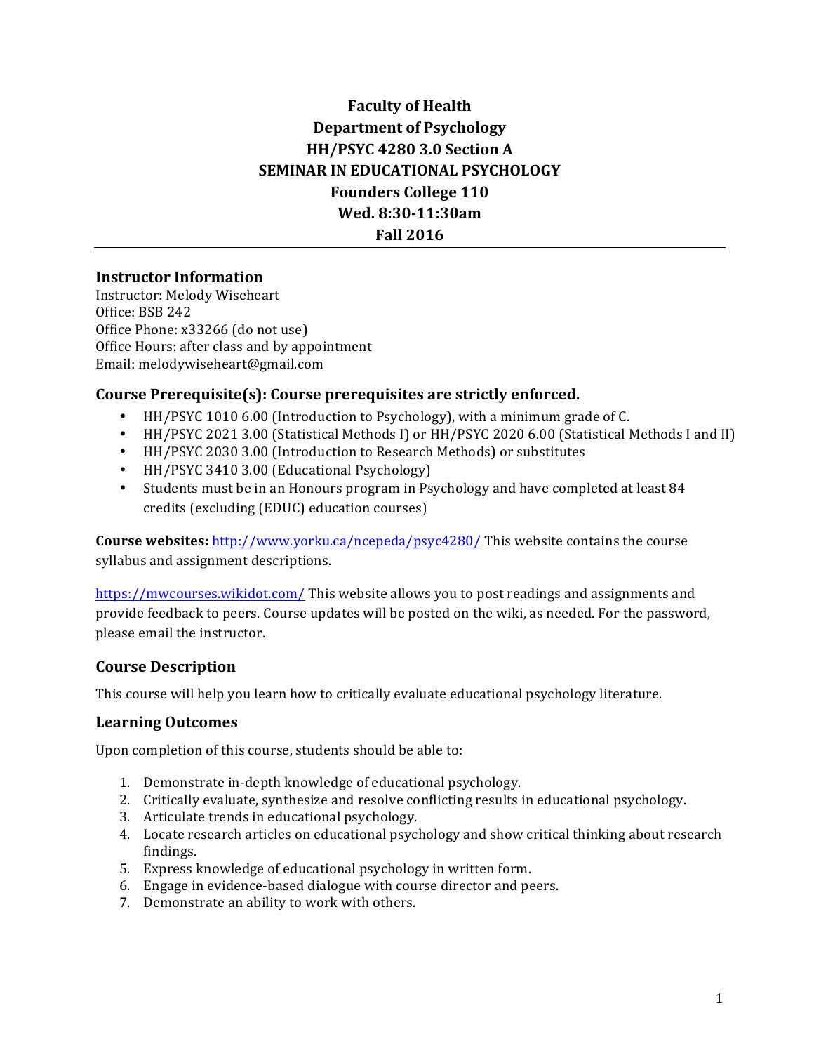# Faculty of Health
# Department of Psychology
# HH/PSYC 4280 3.0 Section A
# SEMINAR IN EDUCATIONAL PSYCHOLOGY
# Founders College 110
# Wed. 8:30-11:30am
# Fall 2016

---

## Instructor Information

Instructor: Melody Wiseheart
Office: BSB 242
Office Phone: x33266 (do not use)
Office Hours: after class and by appointment
Email: melodywiseheart@gmail.com

## Course Prerequisite(s): Course prerequisites are strictly enforced.

- HH/PSYC 1010 6.00 (Introduction to Psychology), with a minimum grade of C.
- HH/PSYC 2021 3.00 (Statistical Methods I) or HH/PSYC 2020 6.00 (Statistical Methods I and II)
- HH/PSYC 2030 3.00 (Introduction to Research Methods) or substitutes
- HH/PSYC 3410 3.00 (Educational Psychology)
- Students must be in an Honours program in Psychology and have completed at least 84 credits (excluding (EDUC) education courses)

**Course websites:** http://www.yorku.ca/ncepeda/psyc4280/ This website contains the course syllabus and assignment descriptions.

https://mwcourses.wikidot.com/ This website allows you to post readings and assignments and provide feedback to peers. Course updates will be posted on the wiki, as needed. For the password, please email the instructor.

## Course Description

This course will help you learn how to critically evaluate educational psychology literature.

## Learning Outcomes

Upon completion of this course, students should be able to:

1. Demonstrate in-depth knowledge of educational psychology.
2. Critically evaluate, synthesize and resolve conflicting results in educational psychology.
3. Articulate trends in educational psychology.
4. Locate research articles on educational psychology and show critical thinking about research findings.
5. Express knowledge of educational psychology in written form.
6. Engage in evidence-based dialogue with course director and peers.
7. Demonstrate an ability to work with others.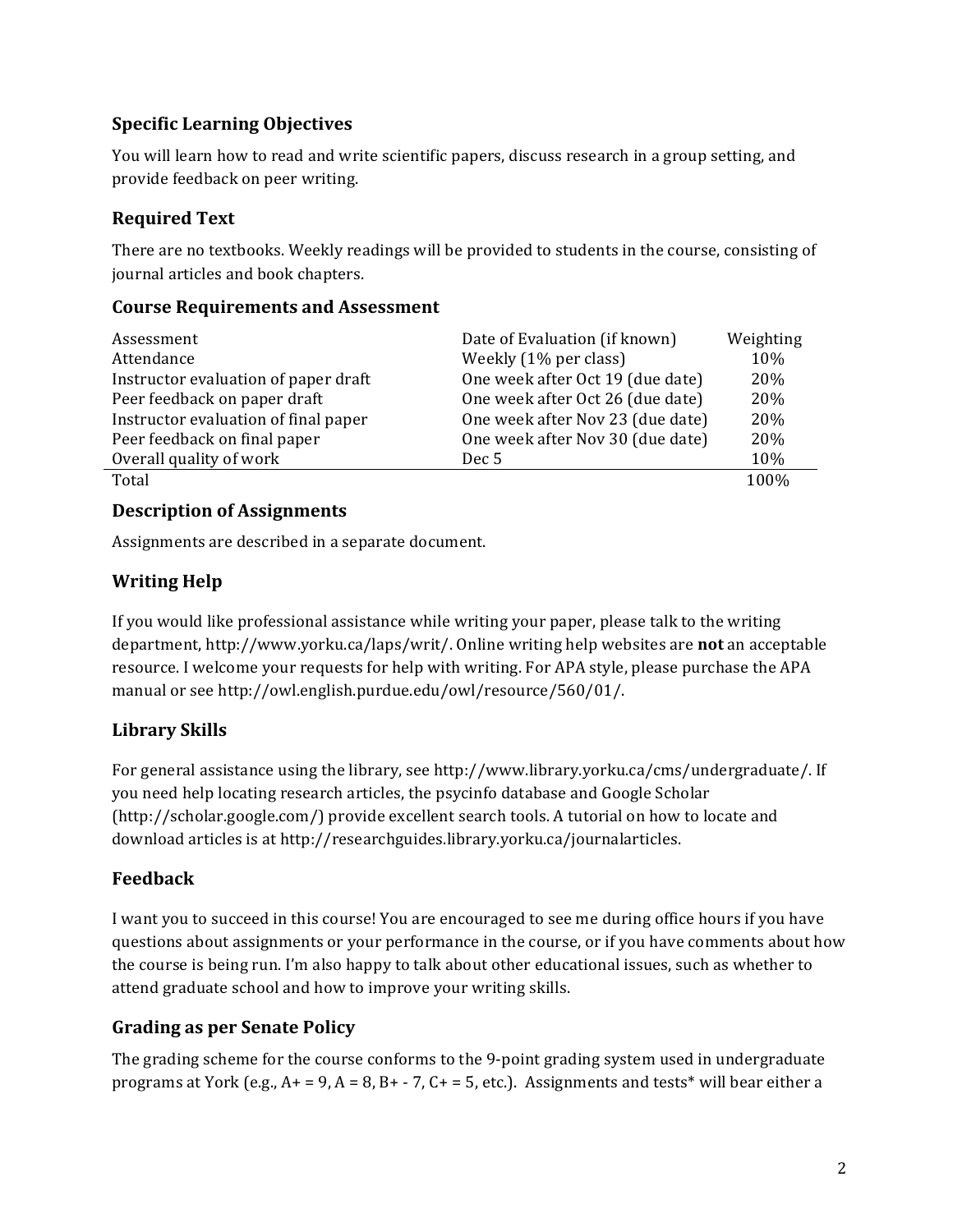## Specific Learning Objectives

You will learn how to read and write scientific papers, discuss research in a group setting, and provide feedback on peer writing.

## Required Text

There are no textbooks. Weekly readings will be provided to students in the course, consisting of journal articles and book chapters.

## Course Requirements and Assessment

| Assessment | Date of Evaluation (if known) | Weighting |
|---|---|---|
| Attendance | Weekly (1% per class) | 10% |
| Instructor evaluation of paper draft | One week after Oct 19 (due date) | 20% |
| Peer feedback on paper draft | One week after Oct 26 (due date) | 20% |
| Instructor evaluation of final paper | One week after Nov 23 (due date) | 20% |
| Peer feedback on final paper | One week after Nov 30 (due date) | 20% |
| Overall quality of work | Dec 5 | 10% |
| Total | | 100% |

## Description of Assignments

Assignments are described in a separate document.

## Writing Help

If you would like professional assistance while writing your paper, please talk to the writing department, http://www.yorku.ca/laps/writ/. Online writing help websites are **not** an acceptable resource. I welcome your requests for help with writing. For APA style, please purchase the APA manual or see http://owl.english.purdue.edu/owl/resource/560/01/.

## Library Skills

For general assistance using the library, see http://www.library.yorku.ca/cms/undergraduate/. If you need help locating research articles, the psycinfo database and Google Scholar (http://scholar.google.com/) provide excellent search tools. A tutorial on how to locate and download articles is at http://researchguides.library.yorku.ca/journalarticles.

## Feedback

I want you to succeed in this course! You are encouraged to see me during office hours if you have questions about assignments or your performance in the course, or if you have comments about how the course is being run. I'm also happy to talk about other educational issues, such as whether to attend graduate school and how to improve your writing skills.

## Grading as per Senate Policy

The grading scheme for the course conforms to the 9-point grading system used in undergraduate programs at York (e.g., A+ = 9, A = 8, B+ - 7, C+ = 5, etc.). Assignments and tests* will bear either a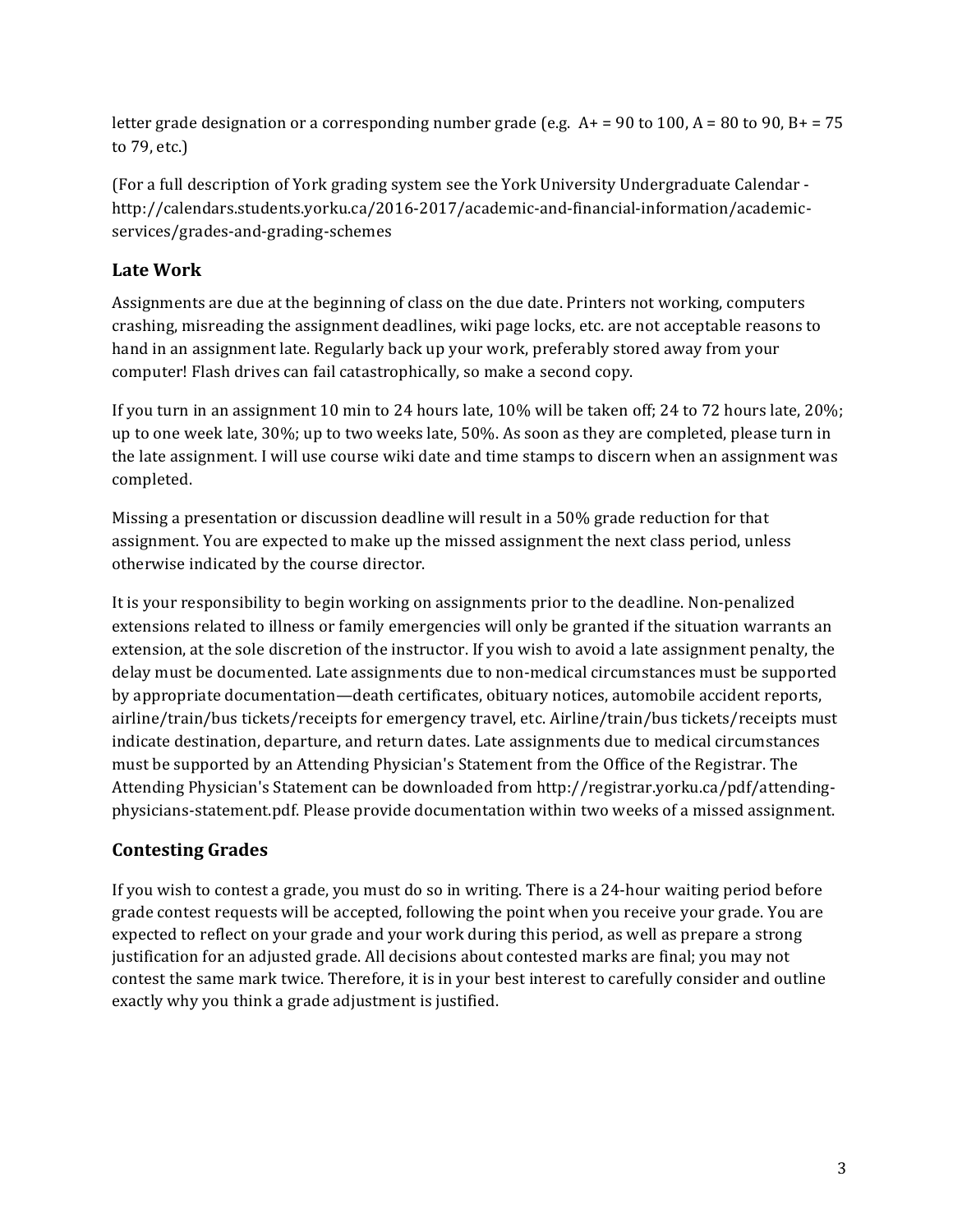letter grade designation or a corresponding number grade (e.g. A+ = 90 to 100, A = 80 to 90, B+ = 75 to 79, etc.)

(For a full description of York grading system see the York University Undergraduate Calendar - http://calendars.students.yorku.ca/2016-2017/academic-and-financial-information/academic-services/grades-and-grading-schemes

## Late Work

Assignments are due at the beginning of class on the due date. Printers not working, computers crashing, misreading the assignment deadlines, wiki page locks, etc. are not acceptable reasons to hand in an assignment late. Regularly back up your work, preferably stored away from your computer! Flash drives can fail catastrophically, so make a second copy.

If you turn in an assignment 10 min to 24 hours late, 10% will be taken off; 24 to 72 hours late, 20%; up to one week late, 30%; up to two weeks late, 50%. As soon as they are completed, please turn in the late assignment. I will use course wiki date and time stamps to discern when an assignment was completed.

Missing a presentation or discussion deadline will result in a 50% grade reduction for that assignment. You are expected to make up the missed assignment the next class period, unless otherwise indicated by the course director.

It is your responsibility to begin working on assignments prior to the deadline. Non-penalized extensions related to illness or family emergencies will only be granted if the situation warrants an extension, at the sole discretion of the instructor. If you wish to avoid a late assignment penalty, the delay must be documented. Late assignments due to non-medical circumstances must be supported by appropriate documentation—death certificates, obituary notices, automobile accident reports, airline/train/bus tickets/receipts for emergency travel, etc. Airline/train/bus tickets/receipts must indicate destination, departure, and return dates. Late assignments due to medical circumstances must be supported by an Attending Physician's Statement from the Office of the Registrar. The Attending Physician's Statement can be downloaded from http://registrar.yorku.ca/pdf/attending-physicians-statement.pdf. Please provide documentation within two weeks of a missed assignment.

## Contesting Grades

If you wish to contest a grade, you must do so in writing. There is a 24-hour waiting period before grade contest requests will be accepted, following the point when you receive your grade. You are expected to reflect on your grade and your work during this period, as well as prepare a strong justification for an adjusted grade. All decisions about contested marks are final; you may not contest the same mark twice. Therefore, it is in your best interest to carefully consider and outline exactly why you think a grade adjustment is justified.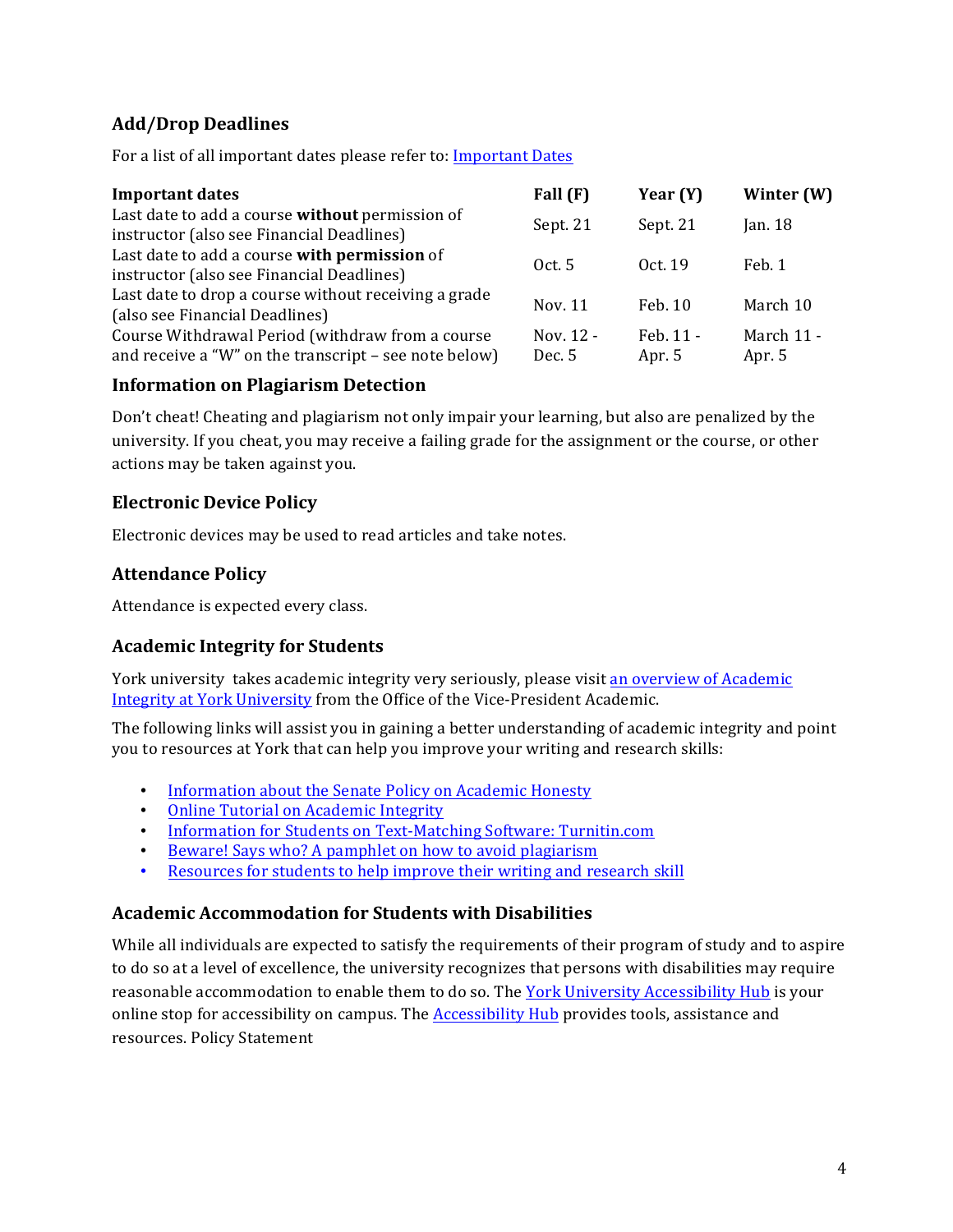## Add/Drop Deadlines

For a list of all important dates please refer to: [Important Dates]

| Important dates | Fall (F) | Year (Y) | Winter (W) |
|---|---|---|---|
| Last date to add a course **without** permission of instructor (also see Financial Deadlines) | Sept. 21 | Sept. 21 | Jan. 18 |
| Last date to add a course **with permission** of instructor (also see Financial Deadlines) | Oct. 5 | Oct. 19 | Feb. 1 |
| Last date to drop a course without receiving a grade (also see Financial Deadlines) | Nov. 11 | Feb. 10 | March 10 |
| Course Withdrawal Period (withdraw from a course and receive a "W" on the transcript – see note below) | Nov. 12 - Dec. 5 | Feb. 11 - Apr. 5 | March 11 - Apr. 5 |

## Information on Plagiarism Detection

Don't cheat! Cheating and plagiarism not only impair your learning, but also are penalized by the university. If you cheat, you may receive a failing grade for the assignment or the course, or other actions may be taken against you.

## Electronic Device Policy

Electronic devices may be used to read articles and take notes.

## Attendance Policy

Attendance is expected every class.

## Academic Integrity for Students

York university takes academic integrity very seriously, please visit an overview of Academic Integrity at York University from the Office of the Vice-President Academic.

The following links will assist you in gaining a better understanding of academic integrity and point you to resources at York that can help you improve your writing and research skills:

- Information about the Senate Policy on Academic Honesty
- Online Tutorial on Academic Integrity
- Information for Students on Text-Matching Software: Turnitin.com
- Beware! Says who? A pamphlet on how to avoid plagiarism
- Resources for students to help improve their writing and research skill

## Academic Accommodation for Students with Disabilities

While all individuals are expected to satisfy the requirements of their program of study and to aspire to do so at a level of excellence, the university recognizes that persons with disabilities may require reasonable accommodation to enable them to do so. The York University Accessibility Hub is your online stop for accessibility on campus. The Accessibility Hub provides tools, assistance and resources. Policy Statement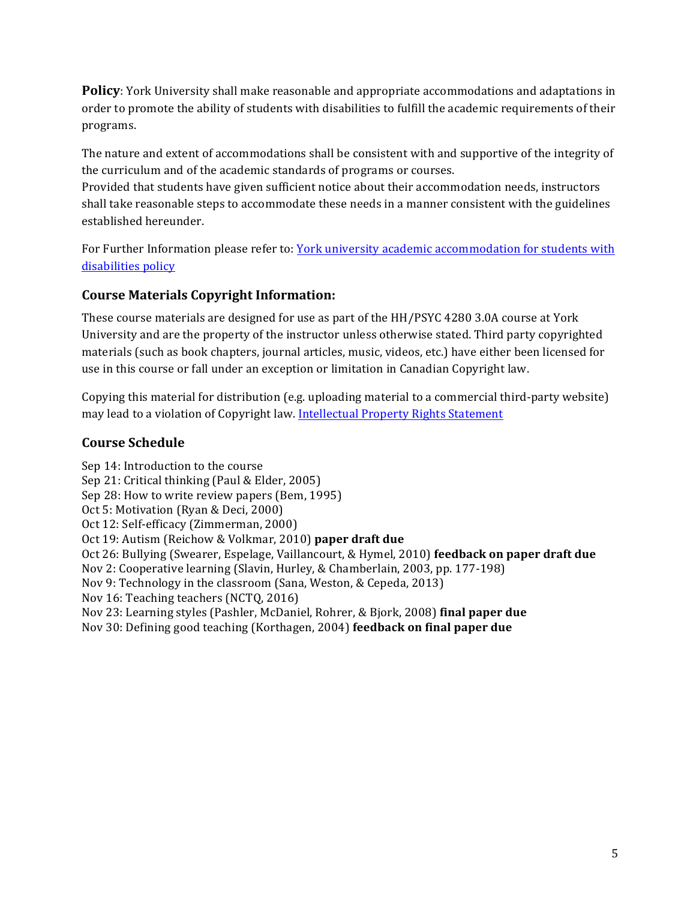**Policy**: York University shall make reasonable and appropriate accommodations and adaptations in order to promote the ability of students with disabilities to fulfill the academic requirements of their programs.

The nature and extent of accommodations shall be consistent with and supportive of the integrity of the curriculum and of the academic standards of programs or courses.
Provided that students have given sufficient notice about their accommodation needs, instructors shall take reasonable steps to accommodate these needs in a manner consistent with the guidelines established hereunder.

For Further Information please refer to: York university academic accommodation for students with disabilities policy

### Course Materials Copyright Information:

These course materials are designed for use as part of the HH/PSYC 4280 3.0A course at York University and are the property of the instructor unless otherwise stated. Third party copyrighted materials (such as book chapters, journal articles, music, videos, etc.) have either been licensed for use in this course or fall under an exception or limitation in Canadian Copyright law.

Copying this material for distribution (e.g. uploading material to a commercial third-party website) may lead to a violation of Copyright law. Intellectual Property Rights Statement

### Course Schedule

Sep 14: Introduction to the course
Sep 21: Critical thinking (Paul & Elder, 2005)
Sep 28: How to write review papers (Bem, 1995)
Oct 5: Motivation (Ryan & Deci, 2000)
Oct 12: Self-efficacy (Zimmerman, 2000)
Oct 19: Autism (Reichow & Volkmar, 2010) **paper draft due**
Oct 26: Bullying (Swearer, Espelage, Vaillancourt, & Hymel, 2010) **feedback on paper draft due**
Nov 2: Cooperative learning (Slavin, Hurley, & Chamberlain, 2003, pp. 177-198)
Nov 9: Technology in the classroom (Sana, Weston, & Cepeda, 2013)
Nov 16: Teaching teachers (NCTQ, 2016)
Nov 23: Learning styles (Pashler, McDaniel, Rohrer, & Bjork, 2008) **final paper due**
Nov 30: Defining good teaching (Korthagen, 2004) **feedback on final paper due**